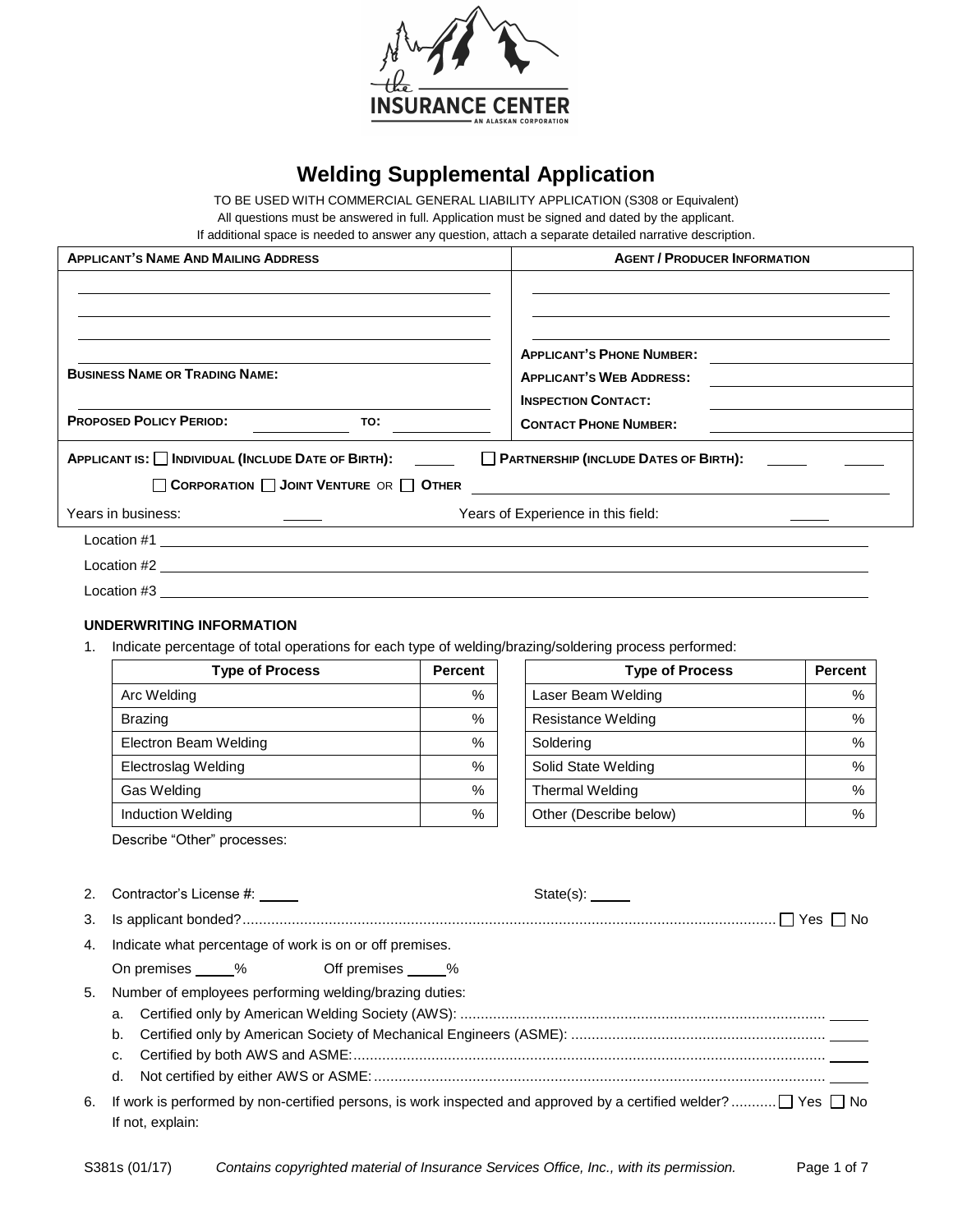# Welding Supplemental Application

TO BE USED WITH COMMERCIAL GENERAL LIABILITY APPLICATION (S308 or Equivalent)
All questions must be answered in full. Application must be signed and dated by the applicant.
If additional space is needed to answer any question, attach a separate detailed narrative description.

| **APPLICANT'S NAME AND MAILING ADDRESS** | **AGENT / PRODUCER INFORMATION** |
|---|---|
| | |
| **BUSINESS NAME OR TRADING NAME:** | **APPLICANT'S PHONE NUMBER:** |
| | **APPLICANT'S WEB ADDRESS:** |
| | **INSPECTION CONTACT:** |
| **PROPOSED POLICY PERIOD:** ______ **TO:** ______ | **CONTACT PHONE NUMBER:** |

**APPLICANT IS:** ☐ **INDIVIDUAL (INCLUDE DATE OF BIRTH):** ______ ☐ **PARTNERSHIP (INCLUDE DATES OF BIRTH):** ______ ______

☐ **CORPORATION** ☐ **JOINT VENTURE** OR ☐ **OTHER** ______

Years in business: ______ Years of Experience in this field: ______

Location #1 ______

Location #2 ______

Location #3 ______

### UNDERWRITING INFORMATION

1. Indicate percentage of total operations for each type of welding/brazing/soldering process performed:

| Type of Process | Percent |
|---|---|
| Arc Welding | % |
| Brazing | % |
| Electron Beam Welding | % |
| Electroslag Welding | % |
| Gas Welding | % |
| Induction Welding | % |
| Laser Beam Welding | % |
| Resistance Welding | % |
| Soldering | % |
| Solid State Welding | % |
| Thermal Welding | % |
| Other (Describe below) | % |

Describe "Other" processes:

2. Contractor's License #: ______ State(s): ______
3. Is applicant bonded? ☐ Yes ☐ No
4. Indicate what percentage of work is on or off premises.
   On premises ______% Off premises ______%
5. Number of employees performing welding/brazing duties:
   a. Certified only by American Welding Society (AWS): ______
   b. Certified only by American Society of Mechanical Engineers (ASME): ______
   c. Certified by both AWS and ASME: ______
   d. Not certified by either AWS or ASME: ______
6. If work is performed by non-certified persons, is work inspected and approved by a certified welder? ☐ Yes ☐ No
   If not, explain:

S381s (01/17) *Contains copyrighted material of Insurance Services Office, Inc., with its permission.*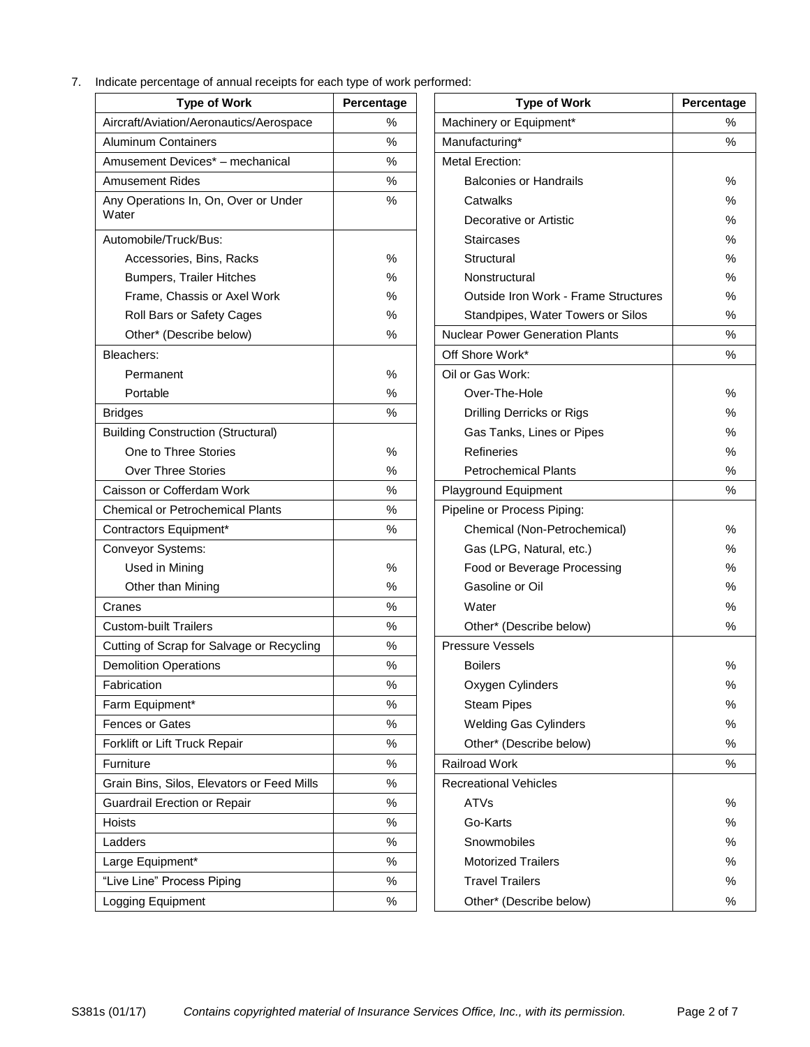7. Indicate percentage of annual receipts for each type of work performed:

| Type of Work | Percentage |
|---|---|
| Aircraft/Aviation/Aeronautics/Aerospace | % |
| Aluminum Containers | % |
| Amusement Devices* – mechanical | % |
| Amusement Rides | % |
| Any Operations In, On, Over or Under Water | % |
| Automobile/Truck/Bus: | |
| Accessories, Bins, Racks | % |
| Bumpers, Trailer Hitches | % |
| Frame, Chassis or Axel Work | % |
| Roll Bars or Safety Cages | % |
| Other* (Describe below) | % |
| Bleachers: | |
| Permanent | % |
| Portable | % |
| Bridges | % |
| Building Construction (Structural) | |
| One to Three Stories | % |
| Over Three Stories | % |
| Caisson or Cofferdam Work | % |
| Chemical or Petrochemical Plants | % |
| Contractors Equipment* | % |
| Conveyor Systems: | |
| Used in Mining | % |
| Other than Mining | % |
| Cranes | % |
| Custom-built Trailers | % |
| Cutting of Scrap for Salvage or Recycling | % |
| Demolition Operations | % |
| Fabrication | % |
| Farm Equipment* | % |
| Fences or Gates | % |
| Forklift or Lift Truck Repair | % |
| Furniture | % |
| Grain Bins, Silos, Elevators or Feed Mills | % |
| Guardrail Erection or Repair | % |
| Hoists | % |
| Ladders | % |
| Large Equipment* | % |
| "Live Line" Process Piping | % |
| Logging Equipment | % |

| Type of Work | Percentage |
|---|---|
| Machinery or Equipment* | % |
| Manufacturing* | % |
| Metal Erection: | |
| Balconies or Handrails | % |
| Catwalks | % |
| Decorative or Artistic | % |
| Staircases | % |
| Structural | % |
| Nonstructural | % |
| Outside Iron Work - Frame Structures | % |
| Standpipes, Water Towers or Silos | % |
| Nuclear Power Generation Plants | % |
| Off Shore Work* | % |
| Oil or Gas Work: | |
| Over-The-Hole | % |
| Drilling Derricks or Rigs | % |
| Gas Tanks, Lines or Pipes | % |
| Refineries | % |
| Petrochemical Plants | % |
| Playground Equipment | % |
| Pipeline or Process Piping: | |
| Chemical (Non-Petrochemical) | % |
| Gas (LPG, Natural, etc.) | % |
| Food or Beverage Processing | % |
| Gasoline or Oil | % |
| Water | % |
| Other* (Describe below) | % |
| Pressure Vessels | |
| Boilers | % |
| Oxygen Cylinders | % |
| Steam Pipes | % |
| Welding Gas Cylinders | % |
| Other* (Describe below) | % |
| Railroad Work | % |
| Recreational Vehicles | |
| ATVs | % |
| Go-Karts | % |
| Snowmobiles | % |
| Motorized Trailers | % |
| Travel Trailers | % |
| Other* (Describe below) | % |

S381s (01/17) *Contains copyrighted material of Insurance Services Office, Inc., with its permission.*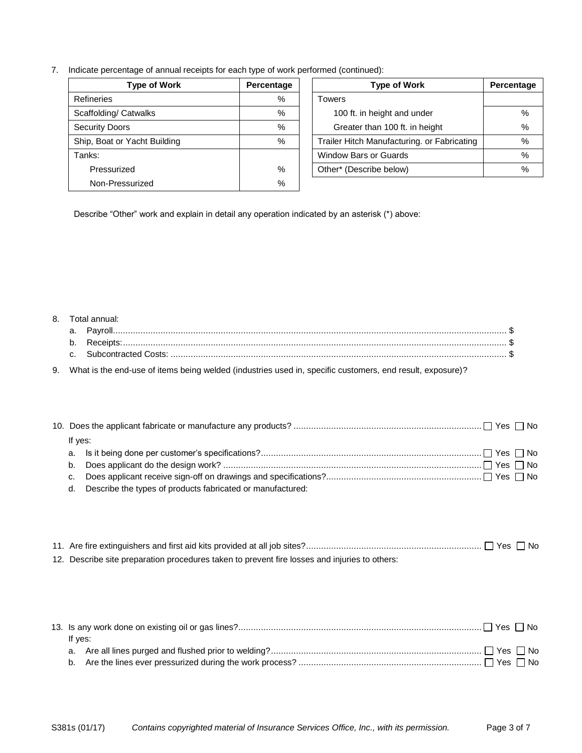7. Indicate percentage of annual receipts for each type of work performed (continued):

| Type of Work | Percentage |
|---|---|
| Refineries | % |
| Scaffolding/ Catwalks | % |
| Security Doors | % |
| Ship, Boat or Yacht Building | % |
| Tanks: | |
| Pressurized | % |
| Non-Pressurized | % |

| Type of Work | Percentage |
|---|---|
| Towers | |
| 100 ft. in height and under | % |
| Greater than 100 ft. in height | % |
| Trailer Hitch Manufacturing. or Fabricating | % |
| Window Bars or Guards | % |
| Other* (Describe below) | % |

Describe "Other" work and explain in detail any operation indicated by an asterisk (*) above:

8. Total annual:
   a. Payroll............................................................ $
   b. Receipts:........................................................... $
   c. Subcontracted Costs: ............................................... $

9. What is the end-use of items being welded (industries used in, specific customers, end result, exposure)?

10. Does the applicant fabricate or manufacture any products? .......................... ☐ Yes ☐ No

    If yes:
    a. Is it being done per customer's specifications?.................................... ☐ Yes ☐ No
    b. Does applicant do the design work? .................................................... ☐ Yes ☐ No
    c. Does applicant receive sign-off on drawings and specifications?................. ☐ Yes ☐ No
    d. Describe the types of products fabricated or manufactured:

11. Are fire extinguishers and first aid kits provided at all job sites?......................... ☐ Yes ☐ No

12. Describe site preparation procedures taken to prevent fire losses and injuries to others:

13. Is any work done on existing oil or gas lines?.................................................. ☐ Yes ☐ No

    If yes:
    a. Are all lines purged and flushed prior to welding?........................................ ☐ Yes ☐ No
    b. Are the lines ever pressurized during the work process? ................................ ☐ Yes ☐ No

S381s (01/17) *Contains copyrighted material of Insurance Services Office, Inc., with its permission.*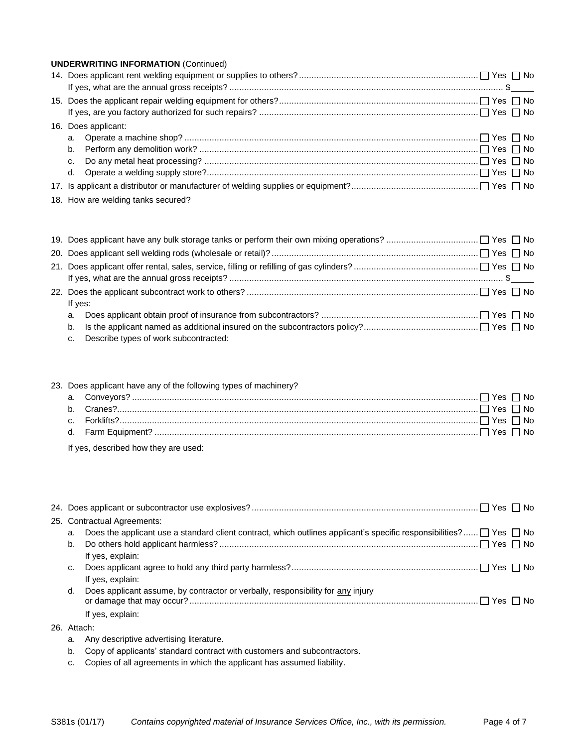**UNDERWRITING INFORMATION** (Continued)

14. Does applicant rent welding equipment or supplies to others? ☐ Yes ☐ No
    If yes, what are the annual gross receipts? $\_\_\_\_\_
15. Does the applicant repair welding equipment for others? ☐ Yes ☐ No
    If yes, are you factory authorized for such repairs? ☐ Yes ☐ No
16. Does applicant:
    a. Operate a machine shop? ☐ Yes ☐ No
    b. Perform any demolition work? ☐ Yes ☐ No
    c. Do any metal heat processing? ☐ Yes ☐ No
    d. Operate a welding supply store? ☐ Yes ☐ No
17. Is applicant a distributor or manufacturer of welding supplies or equipment? ☐ Yes ☐ No
18. How are welding tanks secured?

19. Does applicant have any bulk storage tanks or perform their own mixing operations? ☐ Yes ☐ No
20. Does applicant sell welding rods (wholesale or retail)? ☐ Yes ☐ No
21. Does applicant offer rental, sales, service, filling or refilling of gas cylinders? ☐ Yes ☐ No
    If yes, what are the annual gross receipts? $\_\_\_\_\_
22. Does the applicant subcontract work to others? ☐ Yes ☐ No
    If yes:
    a. Does applicant obtain proof of insurance from subcontractors? ☐ Yes ☐ No
    b. Is the applicant named as additional insured on the subcontractors policy? ☐ Yes ☐ No
    c. Describe types of work subcontracted:

23. Does applicant have any of the following types of machinery?
    a. Conveyors? ☐ Yes ☐ No
    b. Cranes? ☐ Yes ☐ No
    c. Forklifts? ☐ Yes ☐ No
    d. Farm Equipment? ☐ Yes ☐ No

    If yes, described how they are used:

24. Does applicant or subcontractor use explosives? ☐ Yes ☐ No
25. Contractual Agreements:
    a. Does the applicant use a standard client contract, which outlines applicant's specific responsibilities? ☐ Yes ☐ No
    b. Do others hold applicant harmless? ☐ Yes ☐ No
       If yes, explain:
    c. Does applicant agree to hold any third party harmless? ☐ Yes ☐ No
       If yes, explain:
    d. Does applicant assume, by contractor or verbally, responsibility for <u>any</u> injury or damage that may occur? ☐ Yes ☐ No
       If yes, explain:
26. Attach:
    a. Any descriptive advertising literature.
    b. Copy of applicants' standard contract with customers and subcontractors.
    c. Copies of all agreements in which the applicant has assumed liability.

S381s (01/17) *Contains copyrighted material of Insurance Services Office, Inc., with its permission.*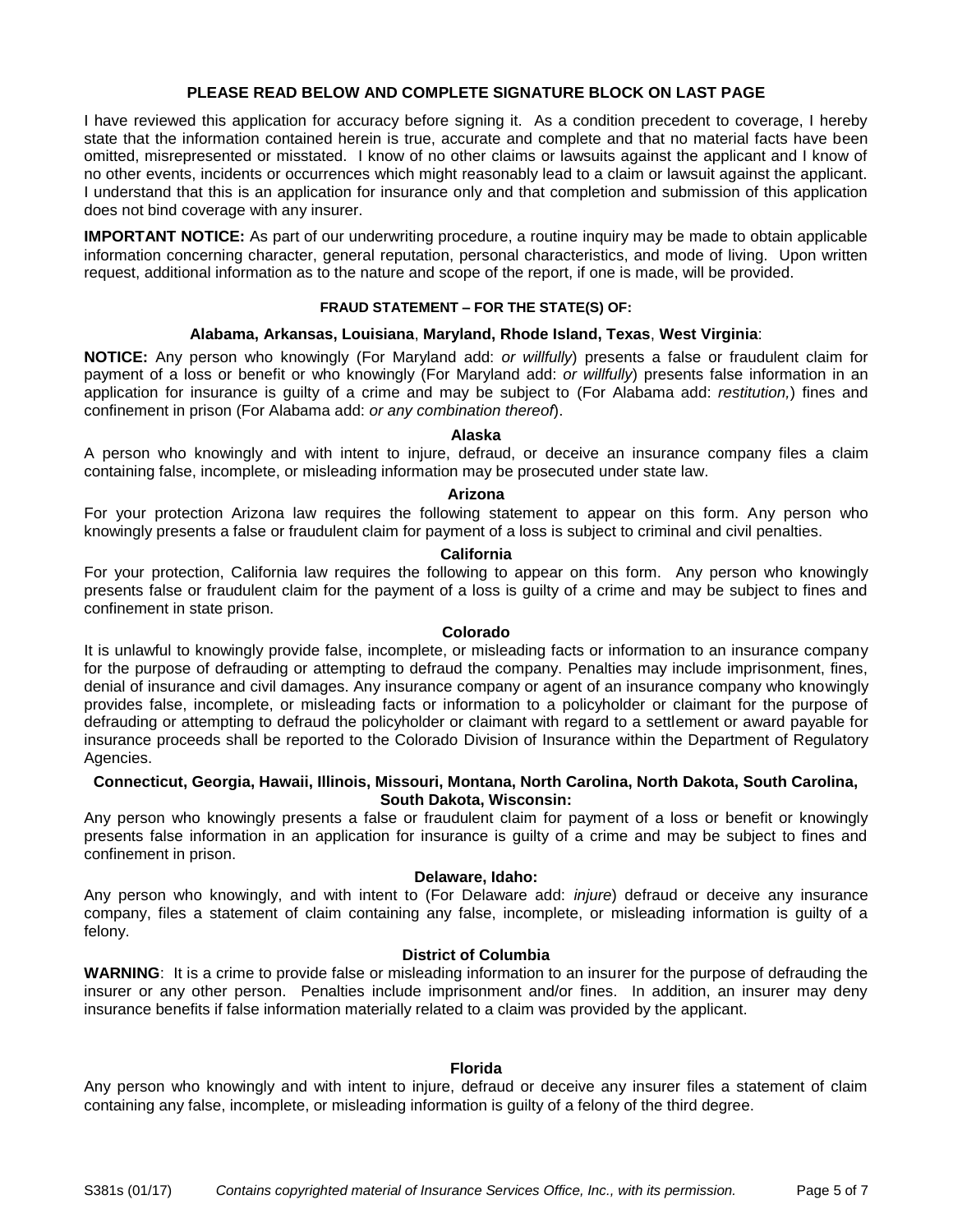## PLEASE READ BELOW AND COMPLETE SIGNATURE BLOCK ON LAST PAGE

I have reviewed this application for accuracy before signing it. As a condition precedent to coverage, I hereby state that the information contained herein is true, accurate and complete and that no material facts have been omitted, misrepresented or misstated. I know of no other claims or lawsuits against the applicant and I know of no other events, incidents or occurrences which might reasonably lead to a claim or lawsuit against the applicant. I understand that this is an application for insurance only and that completion and submission of this application does not bind coverage with any insurer.

**IMPORTANT NOTICE:** As part of our underwriting procedure, a routine inquiry may be made to obtain applicable information concerning character, general reputation, personal characteristics, and mode of living. Upon written request, additional information as to the nature and scope of the report, if one is made, will be provided.

### FRAUD STATEMENT – FOR THE STATE(S) OF:

**Alabama, Arkansas, Louisiana, Maryland, Rhode Island, Texas, West Virginia:**

**NOTICE:** Any person who knowingly (For Maryland add: *or willfully*) presents a false or fraudulent claim for payment of a loss or benefit or who knowingly (For Maryland add: *or willfully*) presents false information in an application for insurance is guilty of a crime and may be subject to (For Alabama add: *restitution,*) fines and confinement in prison (For Alabama add: *or any combination thereof*).

**Alaska**

A person who knowingly and with intent to injure, defraud, or deceive an insurance company files a claim containing false, incomplete, or misleading information may be prosecuted under state law.

**Arizona**

For your protection Arizona law requires the following statement to appear on this form. Any person who knowingly presents a false or fraudulent claim for payment of a loss is subject to criminal and civil penalties.

**California**

For your protection, California law requires the following to appear on this form. Any person who knowingly presents false or fraudulent claim for the payment of a loss is guilty of a crime and may be subject to fines and confinement in state prison.

**Colorado**

It is unlawful to knowingly provide false, incomplete, or misleading facts or information to an insurance company for the purpose of defrauding or attempting to defraud the company. Penalties may include imprisonment, fines, denial of insurance and civil damages. Any insurance company or agent of an insurance company who knowingly provides false, incomplete, or misleading facts or information to a policyholder or claimant for the purpose of defrauding or attempting to defraud the policyholder or claimant with regard to a settlement or award payable for insurance proceeds shall be reported to the Colorado Division of Insurance within the Department of Regulatory Agencies.

**Connecticut, Georgia, Hawaii, Illinois, Missouri, Montana, North Carolina, North Dakota, South Carolina, South Dakota, Wisconsin:**

Any person who knowingly presents a false or fraudulent claim for payment of a loss or benefit or knowingly presents false information in an application for insurance is guilty of a crime and may be subject to fines and confinement in prison.

**Delaware, Idaho:**

Any person who knowingly, and with intent to (For Delaware add: *injure*) defraud or deceive any insurance company, files a statement of claim containing any false, incomplete, or misleading information is guilty of a felony.

**District of Columbia**

**WARNING**: It is a crime to provide false or misleading information to an insurer for the purpose of defrauding the insurer or any other person. Penalties include imprisonment and/or fines. In addition, an insurer may deny insurance benefits if false information materially related to a claim was provided by the applicant.

**Florida**

Any person who knowingly and with intent to injure, defraud or deceive any insurer files a statement of claim containing any false, incomplete, or misleading information is guilty of a felony of the third degree.

S381s (01/17) *Contains copyrighted material of Insurance Services Office, Inc., with its permission.*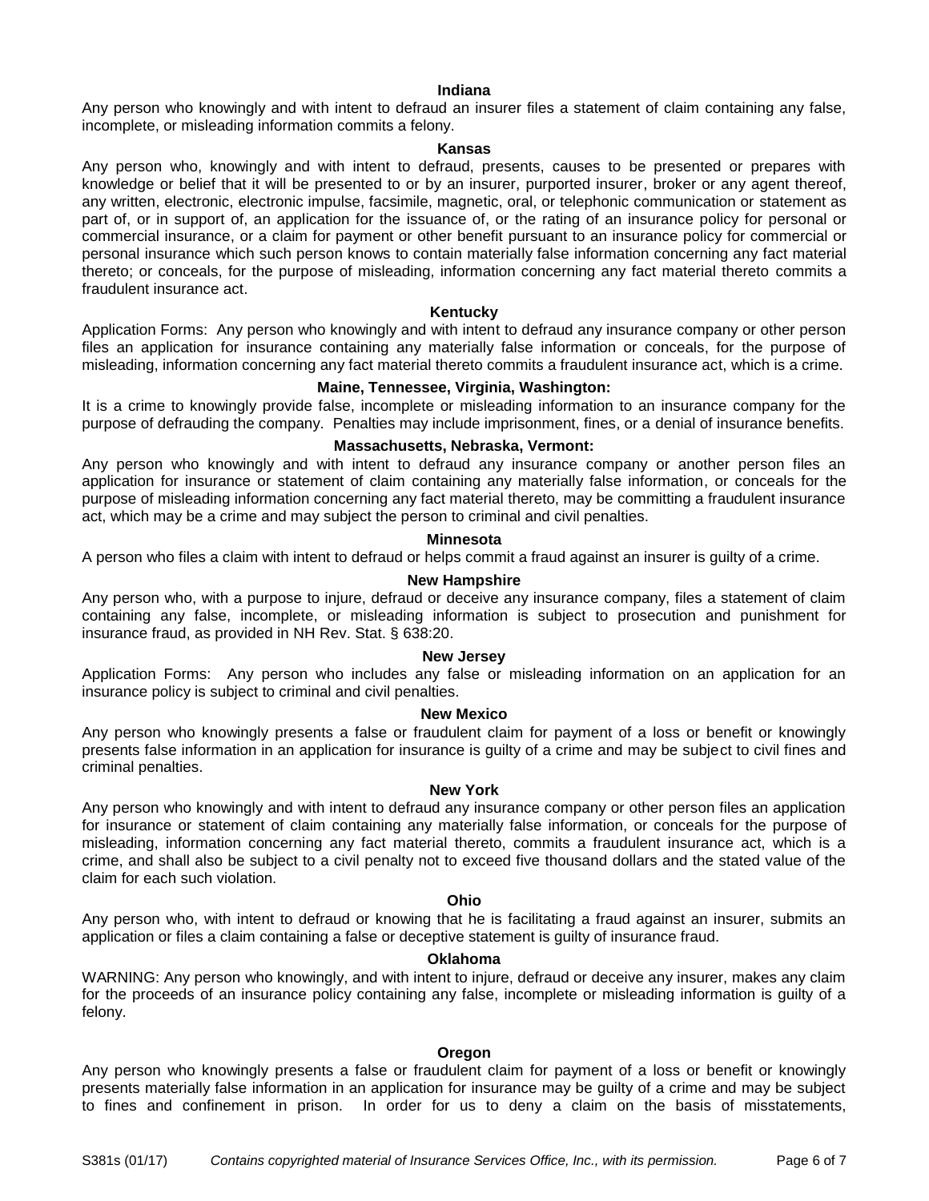### Indiana

Any person who knowingly and with intent to defraud an insurer files a statement of claim containing any false, incomplete, or misleading information commits a felony.

### Kansas

Any person who, knowingly and with intent to defraud, presents, causes to be presented or prepares with knowledge or belief that it will be presented to or by an insurer, purported insurer, broker or any agent thereof, any written, electronic, electronic impulse, facsimile, magnetic, oral, or telephonic communication or statement as part of, or in support of, an application for the issuance of, or the rating of an insurance policy for personal or commercial insurance, or a claim for payment or other benefit pursuant to an insurance policy for commercial or personal insurance which such person knows to contain materially false information concerning any fact material thereto; or conceals, for the purpose of misleading, information concerning any fact material thereto commits a fraudulent insurance act.

### Kentucky

Application Forms: Any person who knowingly and with intent to defraud any insurance company or other person files an application for insurance containing any materially false information or conceals, for the purpose of misleading, information concerning any fact material thereto commits a fraudulent insurance act, which is a crime.

### Maine, Tennessee, Virginia, Washington:

It is a crime to knowingly provide false, incomplete or misleading information to an insurance company for the purpose of defrauding the company. Penalties may include imprisonment, fines, or a denial of insurance benefits.

### Massachusetts, Nebraska, Vermont:

Any person who knowingly and with intent to defraud any insurance company or another person files an application for insurance or statement of claim containing any materially false information, or conceals for the purpose of misleading information concerning any fact material thereto, may be committing a fraudulent insurance act, which may be a crime and may subject the person to criminal and civil penalties.

### Minnesota

A person who files a claim with intent to defraud or helps commit a fraud against an insurer is guilty of a crime.

### New Hampshire

Any person who, with a purpose to injure, defraud or deceive any insurance company, files a statement of claim containing any false, incomplete, or misleading information is subject to prosecution and punishment for insurance fraud, as provided in NH Rev. Stat. § 638:20.

### New Jersey

Application Forms: Any person who includes any false or misleading information on an application for an insurance policy is subject to criminal and civil penalties.

### New Mexico

Any person who knowingly presents a false or fraudulent claim for payment of a loss or benefit or knowingly presents false information in an application for insurance is guilty of a crime and may be subject to civil fines and criminal penalties.

### New York

Any person who knowingly and with intent to defraud any insurance company or other person files an application for insurance or statement of claim containing any materially false information, or conceals for the purpose of misleading, information concerning any fact material thereto, commits a fraudulent insurance act, which is a crime, and shall also be subject to a civil penalty not to exceed five thousand dollars and the stated value of the claim for each such violation.

### Ohio

Any person who, with intent to defraud or knowing that he is facilitating a fraud against an insurer, submits an application or files a claim containing a false or deceptive statement is guilty of insurance fraud.

### Oklahoma

WARNING: Any person who knowingly, and with intent to injure, defraud or deceive any insurer, makes any claim for the proceeds of an insurance policy containing any false, incomplete or misleading information is guilty of a felony.

### Oregon

Any person who knowingly presents a false or fraudulent claim for payment of a loss or benefit or knowingly presents materially false information in an application for insurance may be guilty of a crime and may be subject to fines and confinement in prison. In order for us to deny a claim on the basis of misstatements,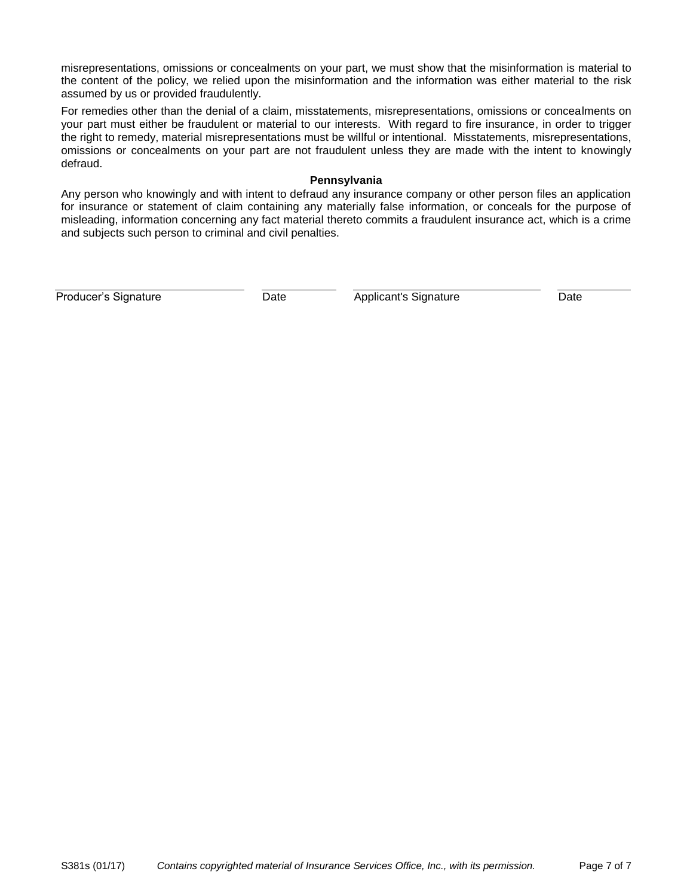misrepresentations, omissions or concealments on your part, we must show that the misinformation is material to the content of the policy, we relied upon the misinformation and the information was either material to the risk assumed by us or provided fraudulently.

For remedies other than the denial of a claim, misstatements, misrepresentations, omissions or concealments on your part must either be fraudulent or material to our interests. With regard to fire insurance, in order to trigger the right to remedy, material misrepresentations must be willful or intentional. Misstatements, misrepresentations, omissions or concealments on your part are not fraudulent unless they are made with the intent to knowingly defraud.

**Pennsylvania**

Any person who knowingly and with intent to defraud any insurance company or other person files an application for insurance or statement of claim containing any materially false information, or conceals for the purpose of misleading, information concerning any fact material thereto commits a fraudulent insurance act, which is a crime and subjects such person to criminal and civil penalties.

| | | | |
|---|---|---|---|
| Producer's Signature | Date | Applicant's Signature | Date |

S381s (01/17) *Contains copyrighted material of Insurance Services Office, Inc., with its permission.*